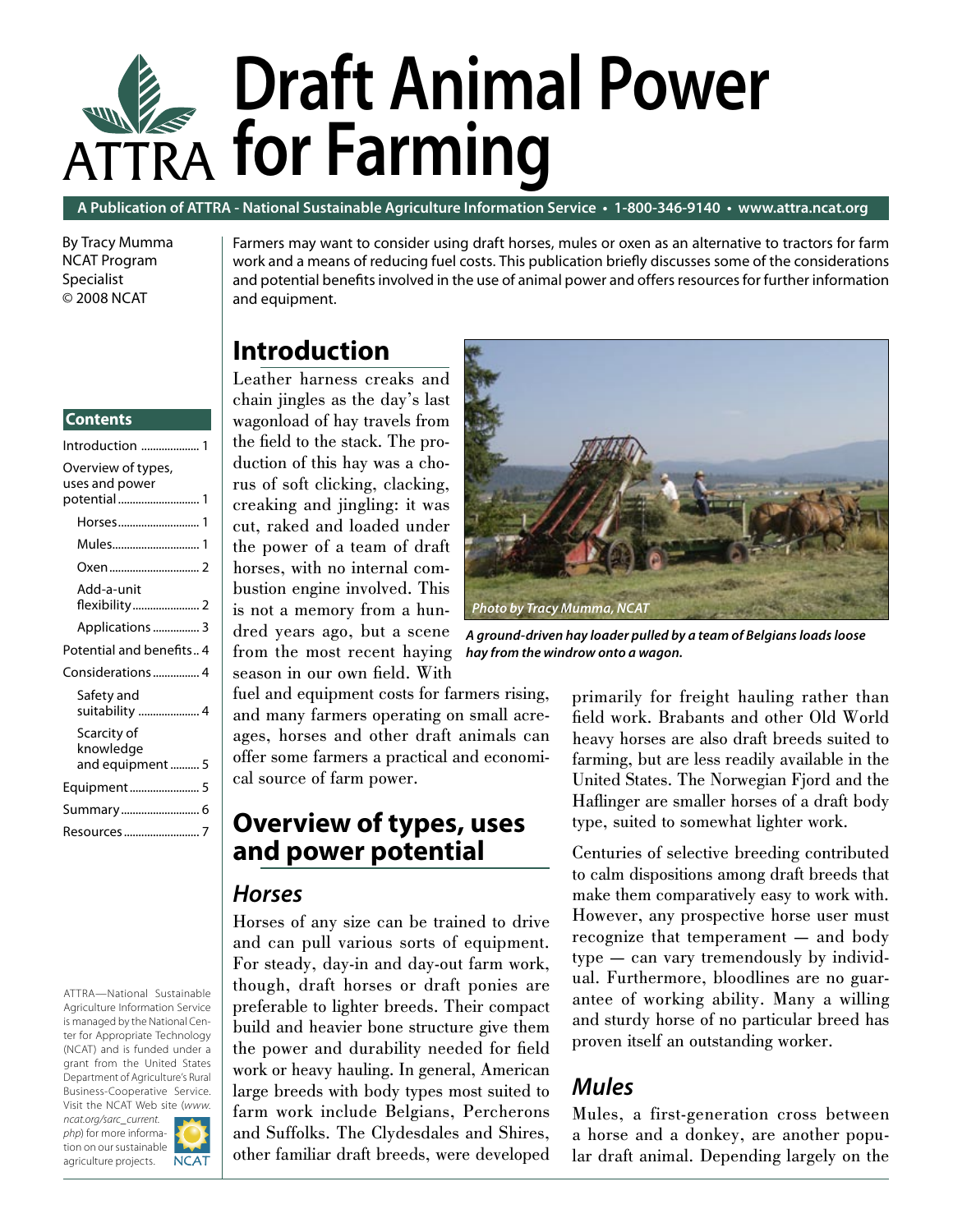# Draft Animal Power for Farming

A Publication of ATTRA - National Sustainable Agriculture Information Service • 1-800-346-9140 • www.attra.ncat.org

By Tracy Mumma
NCAT Program Specialist
© 2008 NCAT

Farmers may want to consider using draft horses, mules or oxen as an alternative to tractors for farm work and a means of reducing fuel costs. This publication briefly discusses some of the considerations and potential benefits involved in the use of animal power and offers resources for further information and equipment.

**Contents**

- Introduction .................... 1
- Overview of types, uses and power potential .................... 1
  - Horses .................... 1
  - Mules .................... 1
  - Oxen .................... 2
  - Add-a-unit flexibility .................... 2
  - Applications .................... 3
- Potential and benefits .. 4
- Considerations .................... 4
  - Safety and suitability .................... 4
  - Scarcity of knowledge and equipment .......... 5
- Equipment .................... 5
- Summary .................... 6
- Resources .................... 7

## Introduction

Leather harness creaks and chain jingles as the day's last wagonload of hay travels from the field to the stack. The production of this hay was a chorus of soft clicking, clacking, creaking and jingling: it was cut, raked and loaded under the power of a team of draft horses, with no internal combustion engine involved. This is not a memory from a hundred years ago, but a scene from the most recent haying season in our own field. With fuel and equipment costs for farmers rising, and many farmers operating on small acreages, horses and other draft animals can offer some farmers a practical and economical source of farm power.

*Photo by Tracy Mumma, NCAT*

**A ground-driven hay loader pulled by a team of Belgians loads loose hay from the windrow onto a wagon.**

## Overview of types, uses and power potential

### Horses

Horses of any size can be trained to drive and can pull various sorts of equipment. For steady, day-in and day-out farm work, though, draft horses or draft ponies are preferable to lighter breeds. Their compact build and heavier bone structure give them the power and durability needed for field work or heavy hauling. In general, American large breeds with body types most suited to farm work include Belgians, Percherons and Suffolks. The Clydesdales and Shires, other familiar draft breeds, were developed primarily for freight hauling rather than field work. Brabants and other Old World heavy horses are also draft breeds suited to farming, but are less readily available in the United States. The Norwegian Fjord and the Haflinger are smaller horses of a draft body type, suited to somewhat lighter work.

Centuries of selective breeding contributed to calm dispositions among draft breeds that make them comparatively easy to work with. However, any prospective horse user must recognize that temperament — and body type — can vary tremendously by individual. Furthermore, bloodlines are no guarantee of working ability. Many a willing and sturdy horse of no particular breed has proven itself an outstanding worker.

### Mules

Mules, a first-generation cross between a horse and a donkey, are another popular draft animal. Depending largely on the

ATTRA—National Sustainable Agriculture Information Service is managed by the National Center for Appropriate Technology (NCAT) and is funded under a grant from the United States Department of Agriculture's Rural Business-Cooperative Service. Visit the NCAT Web site (*www.ncat.org/sarc_current.php*) for more information on our sustainable agriculture projects.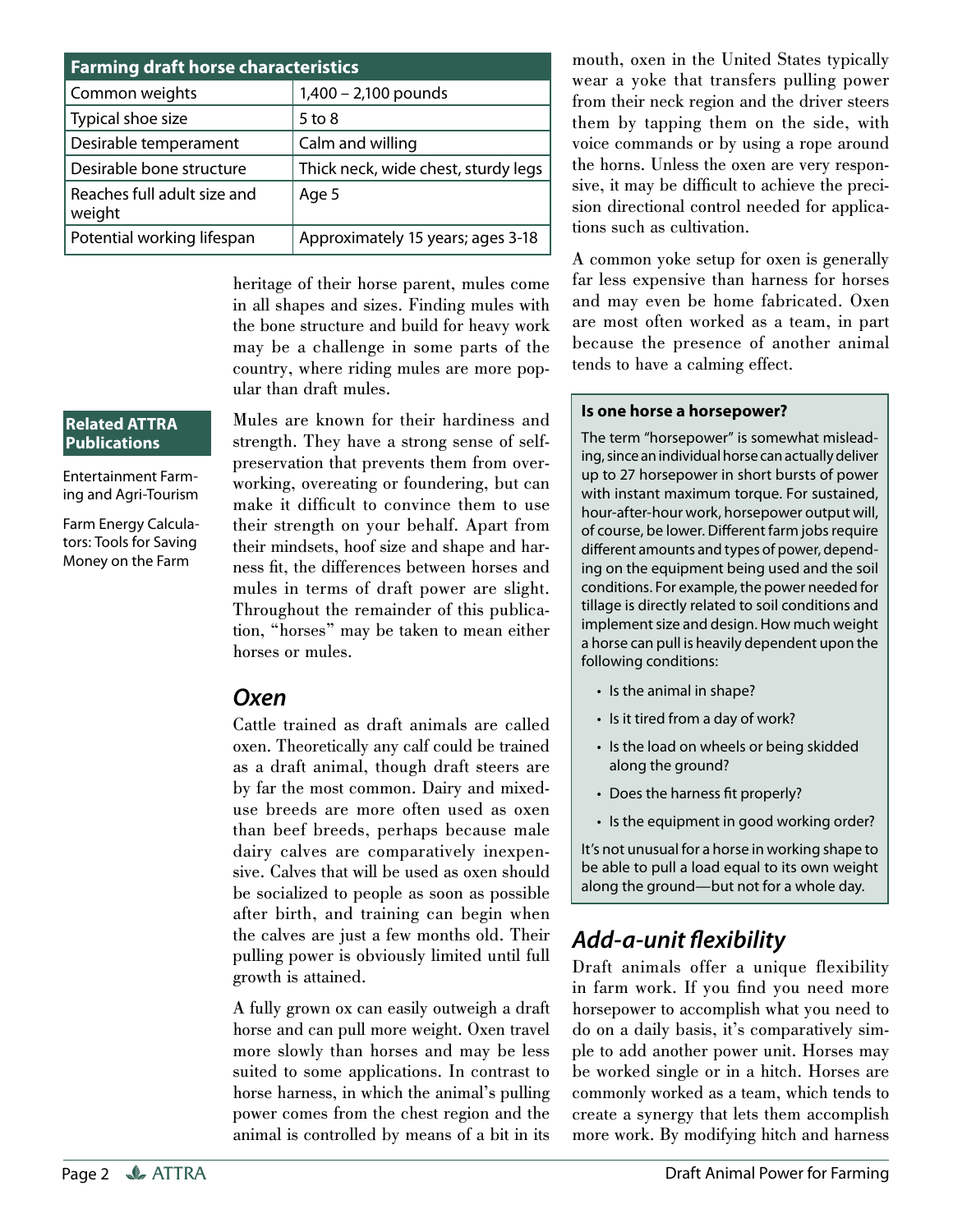| Farming draft horse characteristics | |
|---|---|
| Common weights | 1,400 – 2,100 pounds |
| Typical shoe size | 5 to 8 |
| Desirable temperament | Calm and willing |
| Desirable bone structure | Thick neck, wide chest, sturdy legs |
| Reaches full adult size and weight | Age 5 |
| Potential working lifespan | Approximately 15 years; ages 3-18 |

heritage of their horse parent, mules come in all shapes and sizes. Finding mules with the bone structure and build for heavy work may be a challenge in some parts of the country, where riding mules are more popular than draft mules.

**Related ATTRA Publications**

Entertainment Farming and Agri-Tourism

Farm Energy Calculators: Tools for Saving Money on the Farm

Mules are known for their hardiness and strength. They have a strong sense of self-preservation that prevents them from overworking, overeating or foundering, but can make it difficult to convince them to use their strength on your behalf. Apart from their mindsets, hoof size and shape and harness fit, the differences between horses and mules in terms of draft power are slight. Throughout the remainder of this publication, "horses" may be taken to mean either horses or mules.

## *Oxen*

Cattle trained as draft animals are called oxen. Theoretically any calf could be trained as a draft animal, though draft steers are by far the most common. Dairy and mixed-use breeds are more often used as oxen than beef breeds, perhaps because male dairy calves are comparatively inexpensive. Calves that will be used as oxen should be socialized to people as soon as possible after birth, and training can begin when the calves are just a few months old. Their pulling power is obviously limited until full growth is attained.

A fully grown ox can easily outweigh a draft horse and can pull more weight. Oxen travel more slowly than horses and may be less suited to some applications. In contrast to horse harness, in which the animal's pulling power comes from the chest region and the animal is controlled by means of a bit in its mouth, oxen in the United States typically wear a yoke that transfers pulling power from their neck region and the driver steers them by tapping them on the side, with voice commands or by using a rope around the horns. Unless the oxen are very responsive, it may be difficult to achieve the precision directional control needed for applications such as cultivation.

A common yoke setup for oxen is generally far less expensive than harness for horses and may even be home fabricated. Oxen are most often worked as a team, in part because the presence of another animal tends to have a calming effect.

**Is one horse a horsepower?**

The term "horsepower" is somewhat misleading, since an individual horse can actually deliver up to 27 horsepower in short bursts of power with instant maximum torque. For sustained, hour-after-hour work, horsepower output will, of course, be lower. Different farm jobs require different amounts and types of power, depending on the equipment being used and the soil conditions. For example, the power needed for tillage is directly related to soil conditions and implement size and design. How much weight a horse can pull is heavily dependent upon the following conditions:

- Is the animal in shape?
- Is it tired from a day of work?
- Is the load on wheels or being skidded along the ground?
- Does the harness fit properly?
- Is the equipment in good working order?

It's not unusual for a horse in working shape to be able to pull a load equal to its own weight along the ground—but not for a whole day.

## *Add-a-unit flexibility*

Draft animals offer a unique flexibility in farm work. If you find you need more horsepower to accomplish what you need to do on a daily basis, it's comparatively simple to add another power unit. Horses may be worked single or in a hitch. Horses are commonly worked as a team, which tends to create a synergy that lets them accomplish more work. By modifying hitch and harness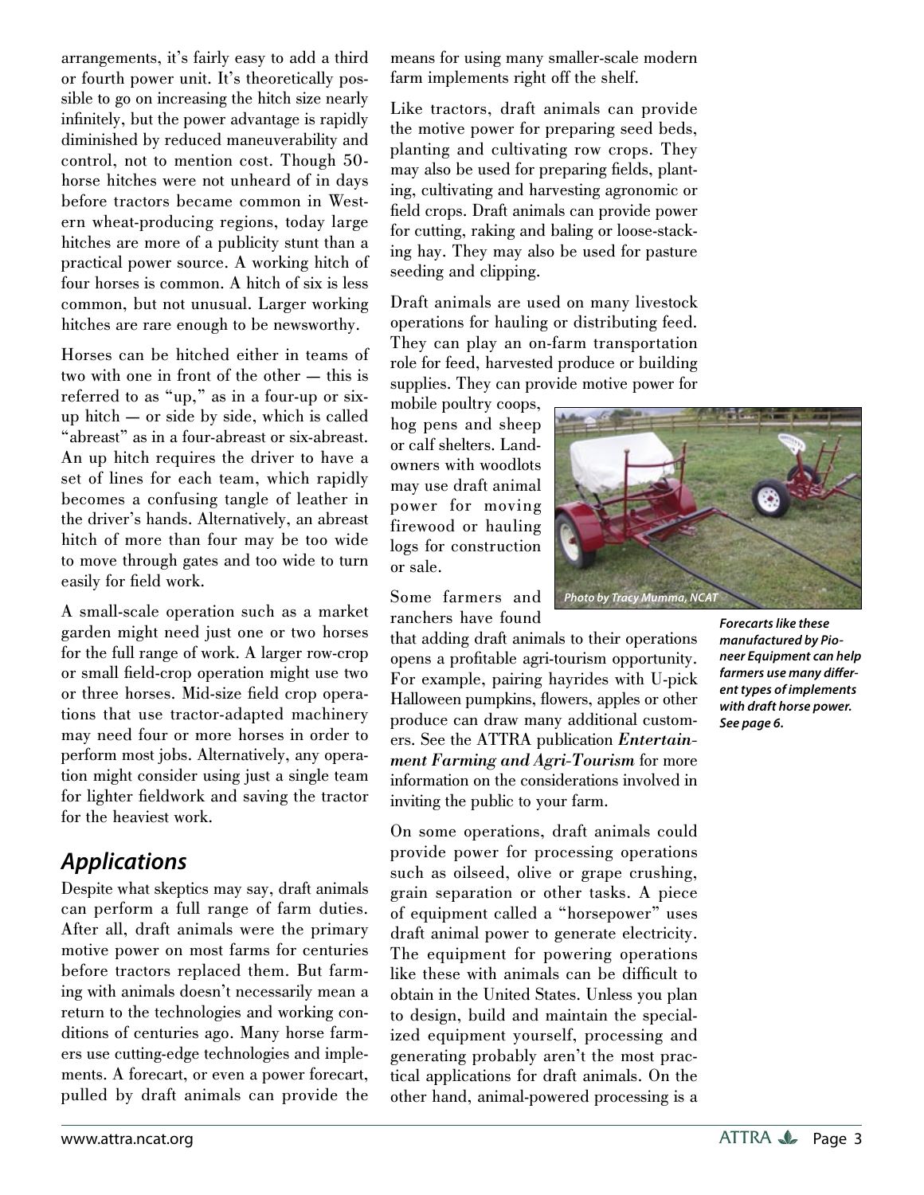arrangements, it's fairly easy to add a third or fourth power unit. It's theoretically possible to go on increasing the hitch size nearly infinitely, but the power advantage is rapidly diminished by reduced maneuverability and control, not to mention cost. Though 50-horse hitches were not unheard of in days before tractors became common in Western wheat-producing regions, today large hitches are more of a publicity stunt than a practical power source. A working hitch of four horses is common. A hitch of six is less common, but not unusual. Larger working hitches are rare enough to be newsworthy.

Horses can be hitched either in teams of two with one in front of the other — this is referred to as "up," as in a four-up or six-up hitch — or side by side, which is called "abreast" as in a four-abreast or six-abreast. An up hitch requires the driver to have a set of lines for each team, which rapidly becomes a confusing tangle of leather in the driver's hands. Alternatively, an abreast hitch of more than four may be too wide to move through gates and too wide to turn easily for field work.

A small-scale operation such as a market garden might need just one or two horses for the full range of work. A larger row-crop or small field-crop operation might use two or three horses. Mid-size field crop operations that use tractor-adapted machinery may need four or more horses in order to perform most jobs. Alternatively, any operation might consider using just a single team for lighter fieldwork and saving the tractor for the heaviest work.

## Applications

Despite what skeptics may say, draft animals can perform a full range of farm duties. After all, draft animals were the primary motive power on most farms for centuries before tractors replaced them. But farming with animals doesn't necessarily mean a return to the technologies and working conditions of centuries ago. Many horse farmers use cutting-edge technologies and implements. A forecart, or even a power forecart, pulled by draft animals can provide the means for using many smaller-scale modern farm implements right off the shelf.

Like tractors, draft animals can provide the motive power for preparing seed beds, planting and cultivating row crops. They may also be used for preparing fields, planting, cultivating and harvesting agronomic or field crops. Draft animals can provide power for cutting, raking and baling or loose-stacking hay. They may also be used for pasture seeding and clipping.

Draft animals are used on many livestock operations for hauling or distributing feed. They can play an on-farm transportation role for feed, harvested produce or building supplies. They can provide motive power for mobile poultry coops, hog pens and sheep or calf shelters. Landowners with woodlots may use draft animal power for moving firewood or hauling logs for construction or sale.

Photo by Tracy Mumma, NCAT

***Forecarts like these manufactured by Pioneer Equipment can help farmers use many different types of implements with draft horse power. See page 6.***

Some farmers and ranchers have found that adding draft animals to their operations opens a profitable agri-tourism opportunity. For example, pairing hayrides with U-pick Halloween pumpkins, flowers, apples or other produce can draw many additional customers. See the ATTRA publication ***Entertainment Farming and Agri-Tourism*** for more information on the considerations involved in inviting the public to your farm.

On some operations, draft animals could provide power for processing operations such as oilseed, olive or grape crushing, grain separation or other tasks. A piece of equipment called a "horsepower" uses draft animal power to generate electricity. The equipment for powering operations like these with animals can be difficult to obtain in the United States. Unless you plan to design, build and maintain the specialized equipment yourself, processing and generating probably aren't the most practical applications for draft animals. On the other hand, animal-powered processing is a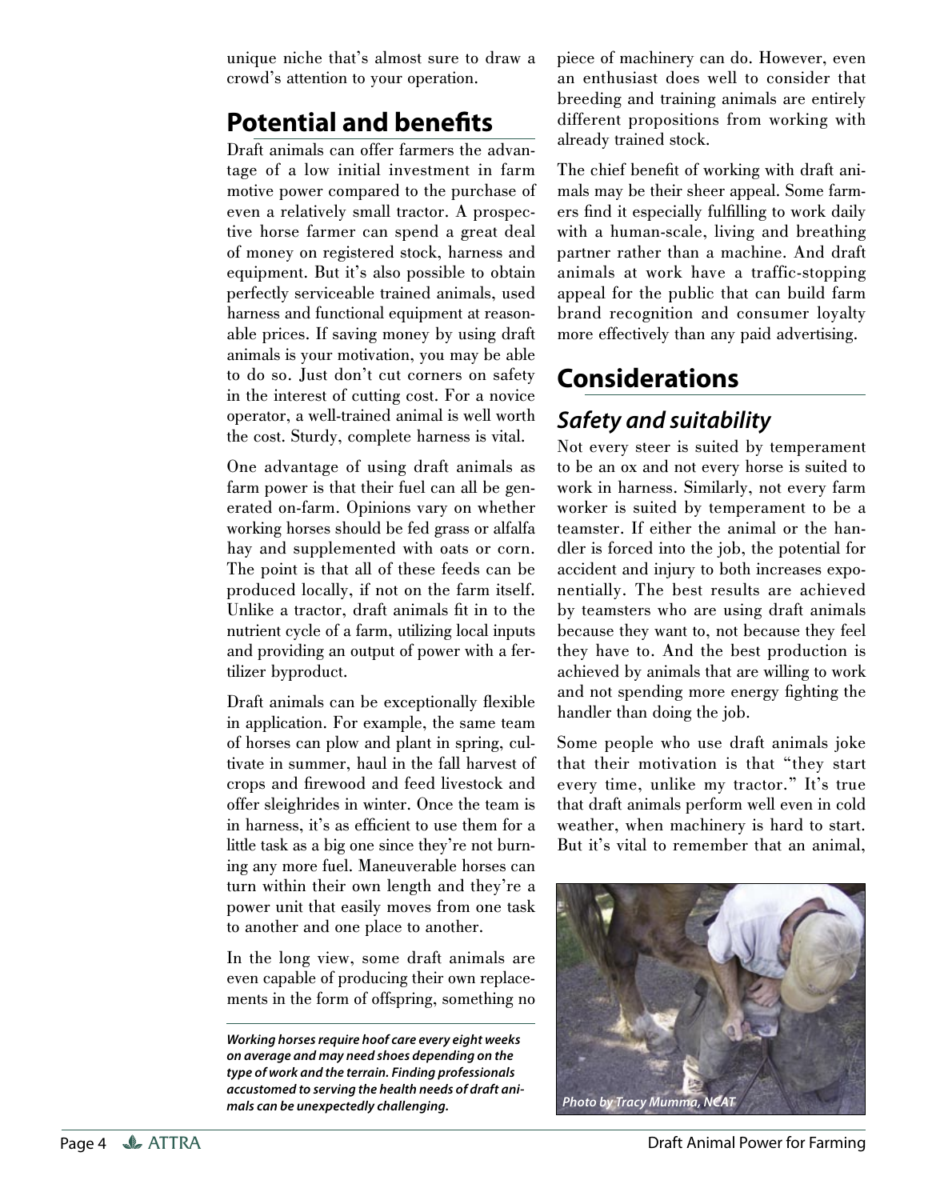unique niche that's almost sure to draw a crowd's attention to your operation.

## Potential and benefits

Draft animals can offer farmers the advantage of a low initial investment in farm motive power compared to the purchase of even a relatively small tractor. A prospective horse farmer can spend a great deal of money on registered stock, harness and equipment. But it's also possible to obtain perfectly serviceable trained animals, used harness and functional equipment at reasonable prices. If saving money by using draft animals is your motivation, you may be able to do so. Just don't cut corners on safety in the interest of cutting cost. For a novice operator, a well-trained animal is well worth the cost. Sturdy, complete harness is vital.

One advantage of using draft animals as farm power is that their fuel can all be generated on-farm. Opinions vary on whether working horses should be fed grass or alfalfa hay and supplemented with oats or corn. The point is that all of these feeds can be produced locally, if not on the farm itself. Unlike a tractor, draft animals fit in to the nutrient cycle of a farm, utilizing local inputs and providing an output of power with a fertilizer byproduct.

Draft animals can be exceptionally flexible in application. For example, the same team of horses can plow and plant in spring, cultivate in summer, haul in the fall harvest of crops and firewood and feed livestock and offer sleighrides in winter. Once the team is in harness, it's as efficient to use them for a little task as a big one since they're not burning any more fuel. Maneuverable horses can turn within their own length and they're a power unit that easily moves from one task to another and one place to another.

In the long view, some draft animals are even capable of producing their own replacements in the form of offspring, something no piece of machinery can do. However, even an enthusiast does well to consider that breeding and training animals are entirely different propositions from working with already trained stock.

The chief benefit of working with draft animals may be their sheer appeal. Some farmers find it especially fulfilling to work daily with a human-scale, living and breathing partner rather than a machine. And draft animals at work have a traffic-stopping appeal for the public that can build farm brand recognition and consumer loyalty more effectively than any paid advertising.

## Considerations

### *Safety and suitability*

Not every steer is suited by temperament to be an ox and not every horse is suited to work in harness. Similarly, not every farm worker is suited by temperament to be a teamster. If either the animal or the handler is forced into the job, the potential for accident and injury to both increases exponentially. The best results are achieved by teamsters who are using draft animals because they want to, not because they feel they have to. And the best production is achieved by animals that are willing to work and not spending more energy fighting the handler than doing the job.

Some people who use draft animals joke that their motivation is that "they start every time, unlike my tractor." It's true that draft animals perform well even in cold weather, when machinery is hard to start. But it's vital to remember that an animal,

***Working horses require hoof care every eight weeks on average and may need shoes depending on the type of work and the terrain. Finding professionals accustomed to serving the health needs of draft animals can be unexpectedly challenging.***

*Photo by Tracy Mumma, NCAT*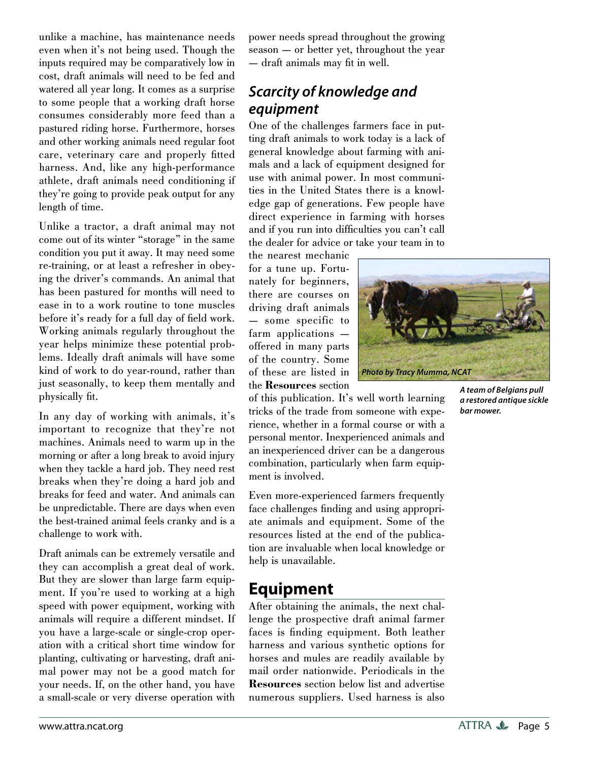unlike a machine, has maintenance needs even when it's not being used. Though the inputs required may be comparatively low in cost, draft animals will need to be fed and watered all year long. It comes as a surprise to some people that a working draft horse consumes considerably more feed than a pastured riding horse. Furthermore, horses and other working animals need regular foot care, veterinary care and properly fitted harness. And, like any high-performance athlete, draft animals need conditioning if they're going to provide peak output for any length of time.

Unlike a tractor, a draft animal may not come out of its winter "storage" in the same condition you put it away. It may need some re-training, or at least a refresher in obeying the driver's commands. An animal that has been pastured for months will need to ease in to a work routine to tone muscles before it's ready for a full day of field work. Working animals regularly throughout the year helps minimize these potential problems. Ideally draft animals will have some kind of work to do year-round, rather than just seasonally, to keep them mentally and physically fit.

In any day of working with animals, it's important to recognize that they're not machines. Animals need to warm up in the morning or after a long break to avoid injury when they tackle a hard job. They need rest breaks when they're doing a hard job and breaks for feed and water. And animals can be unpredictable. There are days when even the best-trained animal feels cranky and is a challenge to work with.

Draft animals can be extremely versatile and they can accomplish a great deal of work. But they are slower than large farm equipment. If you're used to working at a high speed with power equipment, working with animals will require a different mindset. If you have a large-scale or single-crop operation with a critical short time window for planting, cultivating or harvesting, draft animal power may not be a good match for your needs. If, on the other hand, you have a small-scale or very diverse operation with power needs spread throughout the growing season — or better yet, throughout the year — draft animals may fit in well.

### *Scarcity of knowledge and equipment*

One of the challenges farmers face in putting draft animals to work today is a lack of general knowledge about farming with animals and a lack of equipment designed for use with animal power. In most communities in the United States there is a knowledge gap of generations. Few people have direct experience in farming with horses and if you run into difficulties you can't call the dealer for advice or take your team in to the nearest mechanic for a tune up. Fortunately for beginners, there are courses on driving draft animals — some specific to farm applications — offered in many parts of the country. Some of these are listed in the **Resources** section of this publication. It's well worth learning tricks of the trade from someone with experience, whether in a formal course or with a personal mentor. Inexperienced animals and an inexperienced driver can be a dangerous combination, particularly when farm equipment is involved.

*Photo by Tracy Mumma, NCAT*

*A team of Belgians pull a restored antique sickle bar mower.*

Even more-experienced farmers frequently face challenges finding and using appropriate animals and equipment. Some of the resources listed at the end of the publication are invaluable when local knowledge or help is unavailable.

## Equipment

After obtaining the animals, the next challenge the prospective draft animal farmer faces is finding equipment. Both leather harness and various synthetic options for horses and mules are readily available by mail order nationwide. Periodicals in the **Resources** section below list and advertise numerous suppliers. Used harness is also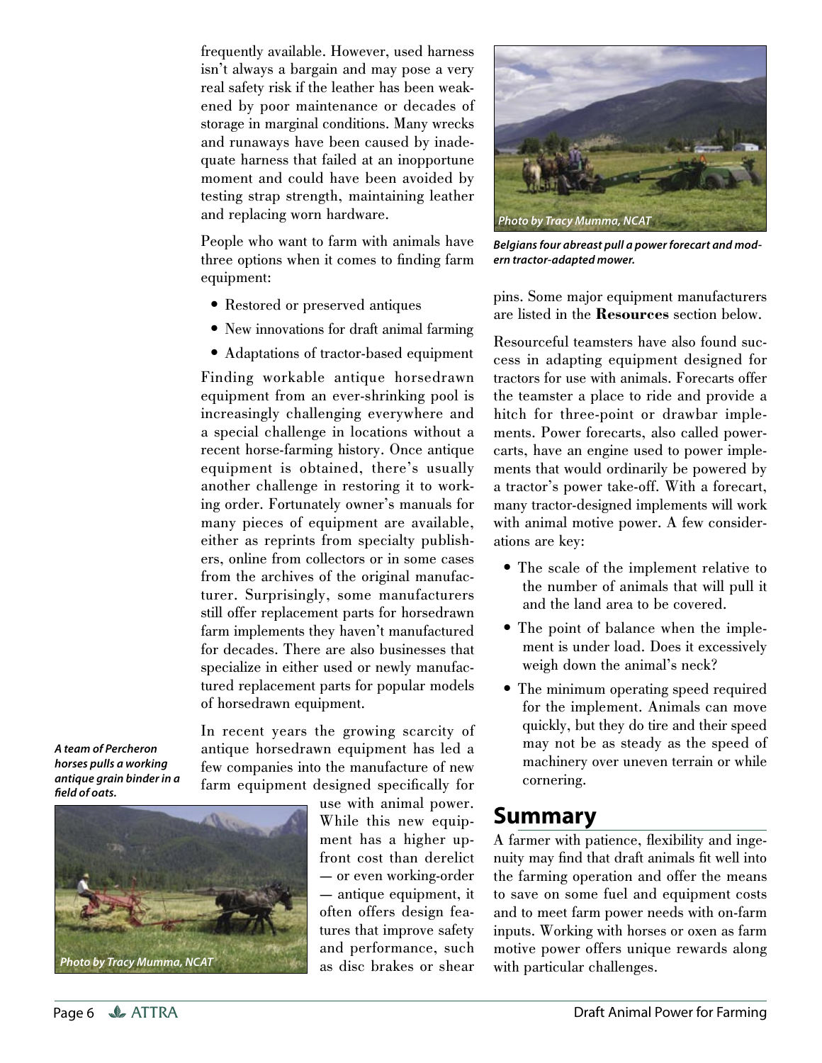frequently available. However, used harness isn't always a bargain and may pose a very real safety risk if the leather has been weakened by poor maintenance or decades of storage in marginal conditions. Many wrecks and runaways have been caused by inadequate harness that failed at an inopportune moment and could have been avoided by testing strap strength, maintaining leather and replacing worn hardware.

People who want to farm with animals have three options when it comes to finding farm equipment:

- Restored or preserved antiques
- New innovations for draft animal farming
- Adaptations of tractor-based equipment

Finding workable antique horsedrawn equipment from an ever-shrinking pool is increasingly challenging everywhere and a special challenge in locations without a recent horse-farming history. Once antique equipment is obtained, there's usually another challenge in restoring it to working order. Fortunately owner's manuals for many pieces of equipment are available, either as reprints from specialty publishers, online from collectors or in some cases from the archives of the original manufacturer. Surprisingly, some manufacturers still offer replacement parts for horsedrawn farm implements they haven't manufactured for decades. There are also businesses that specialize in either used or newly manufactured replacement parts for popular models of horsedrawn equipment.

*A team of Percheron horses pulls a working antique grain binder in a field of oats.*

*Photo by Tracy Mumma, NCAT*

In recent years the growing scarcity of antique horsedrawn equipment has led a few companies into the manufacture of new farm equipment designed specifically for use with animal power. While this new equipment has a higher upfront cost than derelict — or even working-order — antique equipment, it often offers design features that improve safety and performance, such as disc brakes or shear pins. Some major equipment manufacturers are listed in the **Resources** section below.

*Photo by Tracy Mumma, NCAT*

*Belgians four abreast pull a power forecart and modern tractor-adapted mower.*

Resourceful teamsters have also found success in adapting equipment designed for tractors for use with animals. Forecarts offer the teamster a place to ride and provide a hitch for three-point or drawbar implements. Power forecarts, also called powercarts, have an engine used to power implements that would ordinarily be powered by a tractor's power take-off. With a forecart, many tractor-designed implements will work with animal motive power. A few considerations are key:

- The scale of the implement relative to the number of animals that will pull it and the land area to be covered.
- The point of balance when the implement is under load. Does it excessively weigh down the animal's neck?
- The minimum operating speed required for the implement. Animals can move quickly, but they do tire and their speed may not be as steady as the speed of machinery over uneven terrain or while cornering.

## Summary

A farmer with patience, flexibility and ingenuity may find that draft animals fit well into the farming operation and offer the means to save on some fuel and equipment costs and to meet farm power needs with on-farm inputs. Working with horses or oxen as farm motive power offers unique rewards along with particular challenges.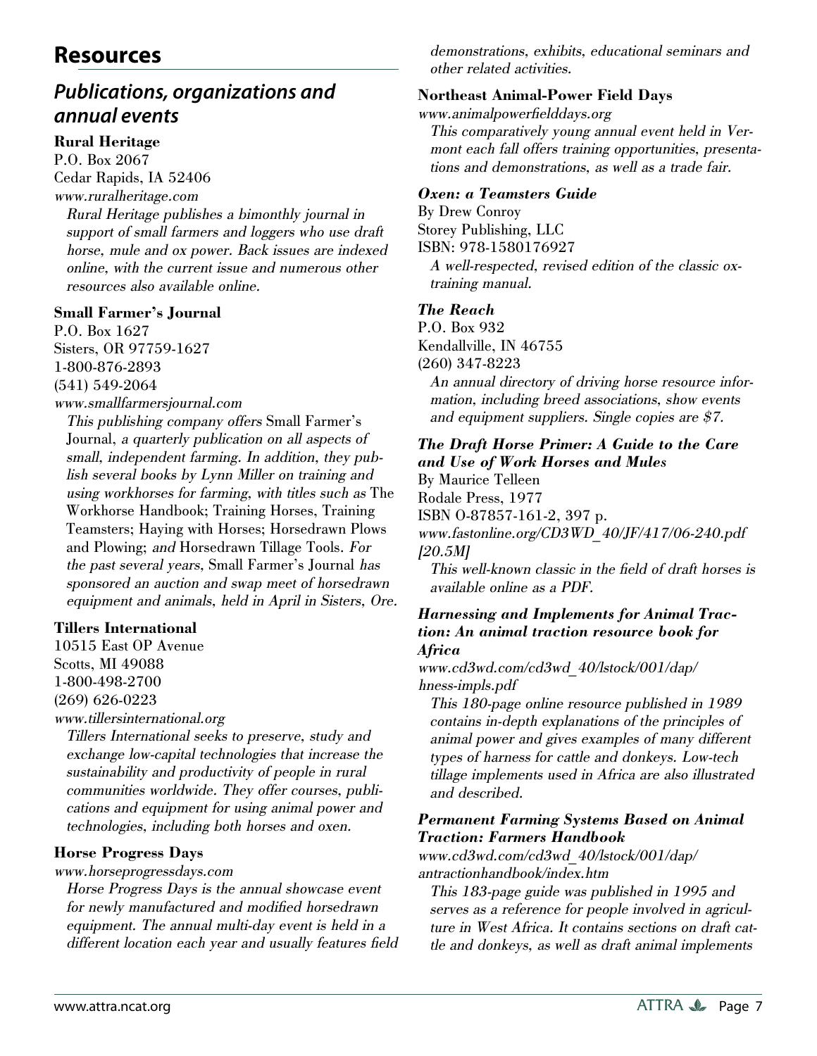## Resources

### *Publications, organizations and annual events*

**Rural Heritage**
P.O. Box 2067
Cedar Rapids, IA 52406
*www.ruralheritage.com*

*Rural Heritage publishes a bimonthly journal in support of small farmers and loggers who use draft horse, mule and ox power. Back issues are indexed online, with the current issue and numerous other resources also available online.*

**Small Farmer's Journal**
P.O. Box 1627
Sisters, OR 97759-1627
1-800-876-2893
(541) 549-2064
*www.smallfarmersjournal.com*

*This publishing company offers* Small Farmer's Journal, *a quarterly publication on all aspects of small, independent farming. In addition, they publish several books by Lynn Miller on training and using workhorses for farming, with titles such as* The Workhorse Handbook; Training Horses, Training Teamsters; Haying with Horses; Horsedrawn Plows and Plowing; *and* Horsedrawn Tillage Tools. *For the past several years,* Small Farmer's Journal *has sponsored an auction and swap meet of horsedrawn equipment and animals, held in April in Sisters, Ore.*

**Tillers International**
10515 East OP Avenue
Scotts, MI 49088
1-800-498-2700
(269) 626-0223
*www.tillersinternational.org*

*Tillers International seeks to preserve, study and exchange low-capital technologies that increase the sustainability and productivity of people in rural communities worldwide. They offer courses, publications and equipment for using animal power and technologies, including both horses and oxen.*

**Horse Progress Days**
*www.horseprogressdays.com*

*Horse Progress Days is the annual showcase event for newly manufactured and modified horsedrawn equipment. The annual multi-day event is held in a different location each year and usually features field demonstrations, exhibits, educational seminars and other related activities.*

**Northeast Animal-Power Field Days**
*www.animalpowerfielddays.org*

*This comparatively young annual event held in Vermont each fall offers training opportunities, presentations and demonstrations, as well as a trade fair.*

***Oxen: a Teamsters Guide***
By Drew Conroy
Storey Publishing, LLC
ISBN: 978-1580176927

*A well-respected, revised edition of the classic ox-training manual.*

***The Reach***
P.O. Box 932
Kendallville, IN 46755
(260) 347-8223

*An annual directory of driving horse resource information, including breed associations, show events and equipment suppliers. Single copies are $7.*

***The Draft Horse Primer: A Guide to the Care and Use of Work Horses and Mules***
By Maurice Telleen
Rodale Press, 1977
ISBN 0-87857-161-2, 397 p.
*www.fastonline.org/CD3WD_40/JF/417/06-240.pdf [20.5M]*

*This well-known classic in the field of draft horses is available online as a PDF.*

***Harnessing and Implements for Animal Traction: An animal traction resource book for Africa***
*www.cd3wd.com/cd3wd_40/lstock/001/dap/hness-impls.pdf*

*This 180-page online resource published in 1989 contains in-depth explanations of the principles of animal power and gives examples of many different types of harness for cattle and donkeys. Low-tech tillage implements used in Africa are also illustrated and described.*

***Permanent Farming Systems Based on Animal Traction: Farmers Handbook***
*www.cd3wd.com/cd3wd_40/lstock/001/dap/antractionhandbook/index.htm*

*This 183-page guide was published in 1995 and serves as a reference for people involved in agriculture in West Africa. It contains sections on draft cattle and donkeys, as well as draft animal implements*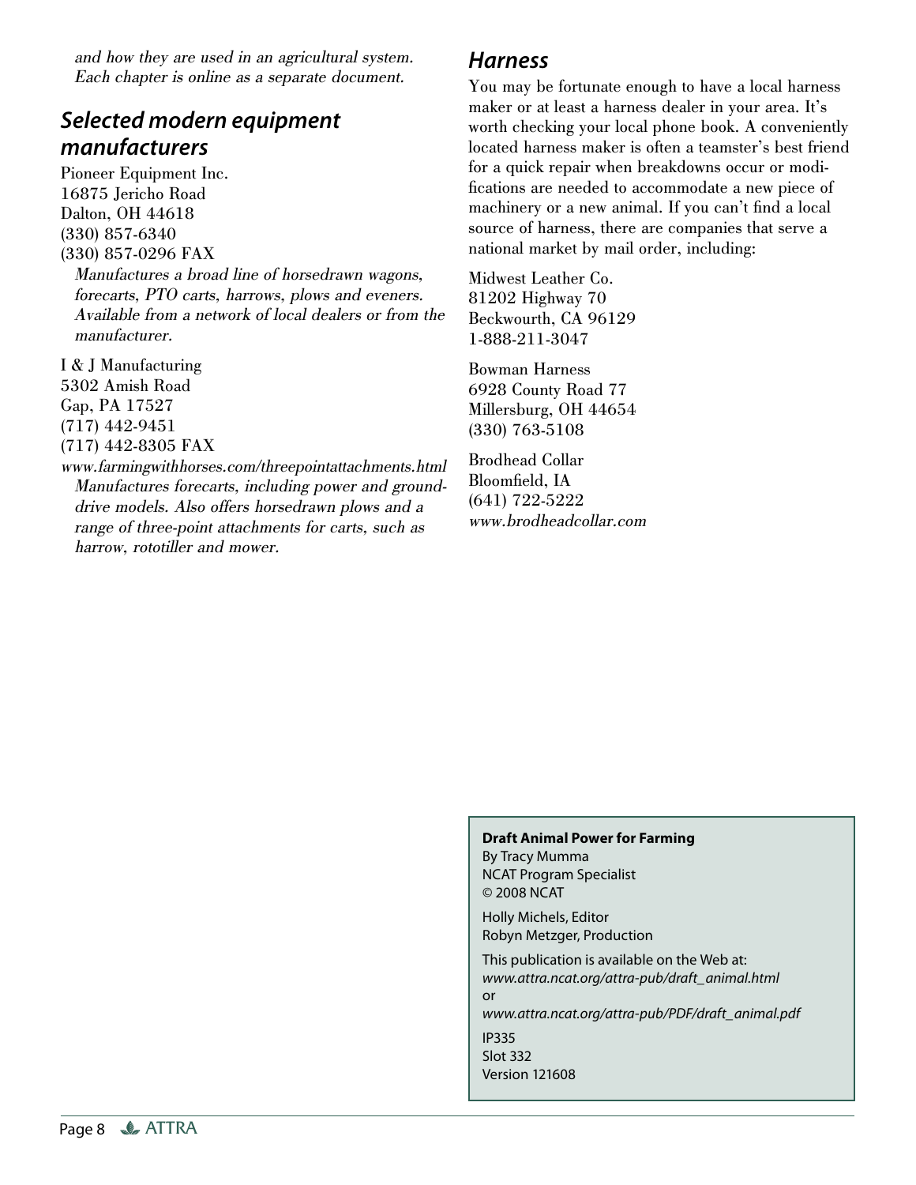*and how they are used in an agricultural system. Each chapter is online as a separate document.*

## Selected modern equipment manufacturers

Pioneer Equipment Inc.
16875 Jericho Road
Dalton, OH 44618
(330) 857-6340
(330) 857-0296 FAX

*Manufactures a broad line of horsedrawn wagons, forecarts, PTO carts, harrows, plows and eveners. Available from a network of local dealers or from the manufacturer.*

I & J Manufacturing
5302 Amish Road
Gap, PA 17527
(717) 442-9451
(717) 442-8305 FAX
*www.farmingwithhorses.com/threepointattachments.html*

*Manufactures forecarts, including power and ground-drive models. Also offers horsedrawn plows and a range of three-point attachments for carts, such as harrow, rototiller and mower.*

## Harness

You may be fortunate enough to have a local harness maker or at least a harness dealer in your area. It's worth checking your local phone book. A conveniently located harness maker is often a teamster's best friend for a quick repair when breakdowns occur or modifications are needed to accommodate a new piece of machinery or a new animal. If you can't find a local source of harness, there are companies that serve a national market by mail order, including:

Midwest Leather Co.
81202 Highway 70
Beckwourth, CA 96129
1-888-211-3047

Bowman Harness
6928 County Road 77
Millersburg, OH 44654
(330) 763-5108

Brodhead Collar
Bloomfield, IA
(641) 722-5222
*www.brodheadcollar.com*

**Draft Animal Power for Farming**
By Tracy Mumma
NCAT Program Specialist
© 2008 NCAT

Holly Michels, Editor
Robyn Metzger, Production

This publication is available on the Web at:
*www.attra.ncat.org/attra-pub/draft_animal.html*
or
*www.attra.ncat.org/attra-pub/PDF/draft_animal.pdf*

IP335
Slot 332
Version 121608